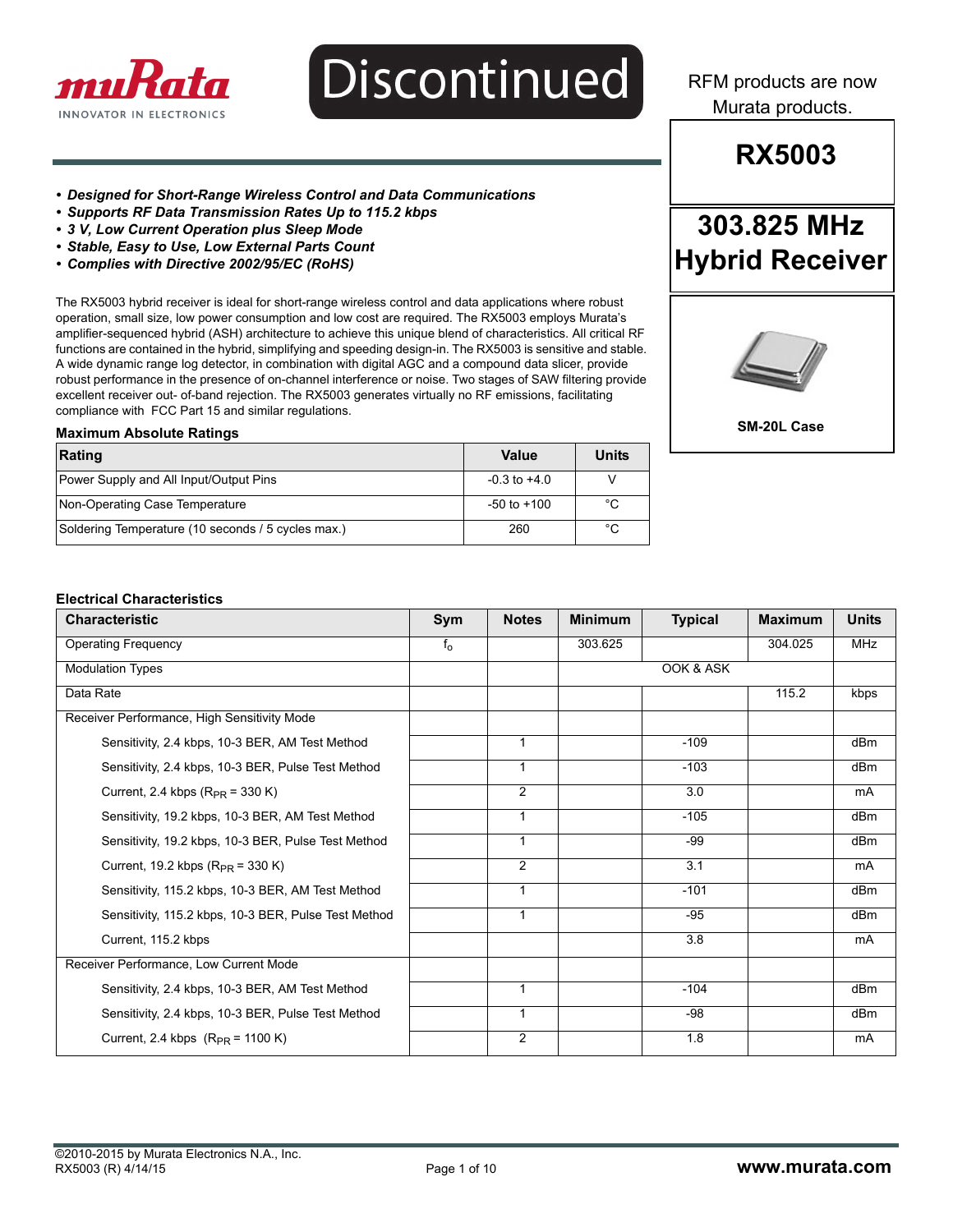Discontinued

RFM products are now Murata products.

# RX5003

## 303.825 MHz Hybrid Receiver

**SM-20L Case**

- ***Designed for Short-Range Wireless Control and Data Communications***
- ***Supports RF Data Transmission Rates Up to 115.2 kbps***
- ***3 V, Low Current Operation plus Sleep Mode***
- ***Stable, Easy to Use, Low External Parts Count***
- ***Complies with Directive 2002/95/EC (RoHS)***

The RX5003 hybrid receiver is ideal for short-range wireless control and data applications where robust operation, small size, low power consumption and low cost are required. The RX5003 employs Murata's amplifier-sequenced hybrid (ASH) architecture to achieve this unique blend of characteristics. All critical RF functions are contained in the hybrid, simplifying and speeding design-in. The RX5003 is sensitive and stable. A wide dynamic range log detector, in combination with digital AGC and a compound data slicer, provide robust performance in the presence of on-channel interference or noise. Two stages of SAW filtering provide excellent receiver out- of-band rejection. The RX5003 generates virtually no RF emissions, facilitating compliance with FCC Part 15 and similar regulations.

### Maximum Absolute Ratings

| Rating | Value | Units |
|---|---|---|
| Power Supply and All Input/Output Pins | -0.3 to +4.0 | V |
| Non-Operating Case Temperature | -50 to +100 | °C |
| Soldering Temperature (10 seconds / 5 cycles max.) | 260 | °C |

### Electrical Characteristics

| Characteristic | Sym | Notes | Minimum | Typical | Maximum | Units |
|---|---|---|---|---|---|---|
| Operating Frequency | $f_o$ | | 303.625 | | 304.025 | MHz |
| Modulation Types | | | | OOK & ASK | | |
| Data Rate | | | | | 115.2 | kbps |
| Receiver Performance, High Sensitivity Mode | | | | | | |
| Sensitivity, 2.4 kbps, 10-3 BER, AM Test Method | | 1 | | -109 | | dBm |
| Sensitivity, 2.4 kbps, 10-3 BER, Pulse Test Method | | 1 | | -103 | | dBm |
| Current, 2.4 kbps ($R_{PR}$ = 330 K) | | 2 | | 3.0 | | mA |
| Sensitivity, 19.2 kbps, 10-3 BER, AM Test Method | | 1 | | -105 | | dBm |
| Sensitivity, 19.2 kbps, 10-3 BER, Pulse Test Method | | 1 | | -99 | | dBm |
| Current, 19.2 kbps ($R_{PR}$ = 330 K) | | 2 | | 3.1 | | mA |
| Sensitivity, 115.2 kbps, 10-3 BER, AM Test Method | | 1 | | -101 | | dBm |
| Sensitivity, 115.2 kbps, 10-3 BER, Pulse Test Method | | 1 | | -95 | | dBm |
| Current, 115.2 kbps | | | | 3.8 | | mA |
| Receiver Performance, Low Current Mode | | | | | | |
| Sensitivity, 2.4 kbps, 10-3 BER, AM Test Method | | 1 | | -104 | | dBm |
| Sensitivity, 2.4 kbps, 10-3 BER, Pulse Test Method | | 1 | | -98 | | dBm |
| Current, 2.4 kbps ($R_{PR}$ = 1100 K) | | 2 | | 1.8 | | mA |

©2010-2015 by Murata Electronics N.A., Inc.
RX5003 (R) 4/14/15

www.murata.com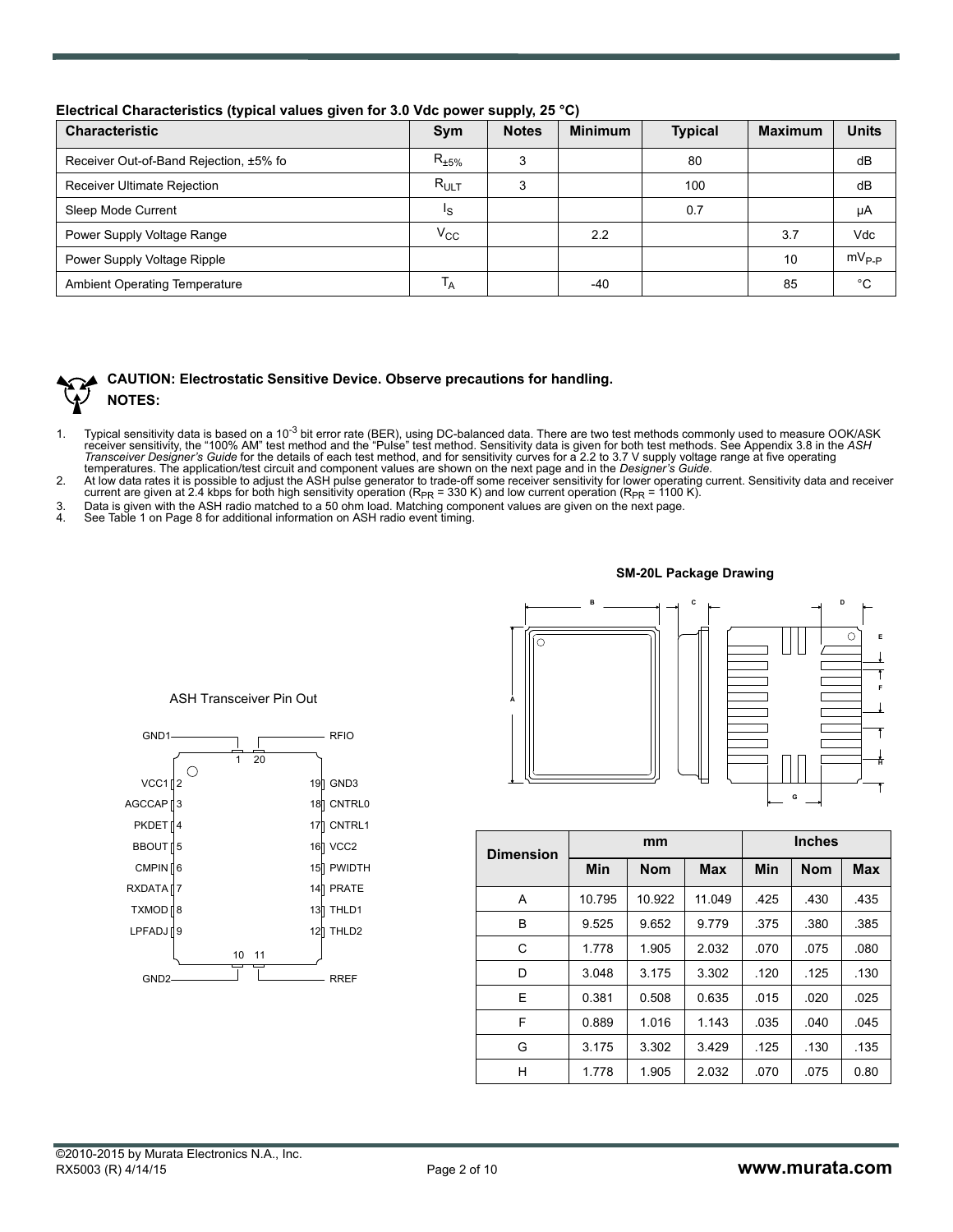**Electrical Characteristics (typical values given for 3.0 Vdc power supply, 25 °C)**

| Characteristic | Sym | Notes | Minimum | Typical | Maximum | Units |
|---|---|---|---|---|---|---|
| Receiver Out-of-Band Rejection, ±5% fo | $R_{\pm5\%}$ | 3 | | 80 | | dB |
| Receiver Ultimate Rejection | $R_{ULT}$ | 3 | | 100 | | dB |
| Sleep Mode Current | $I_S$ | | | 0.7 | | µA |
| Power Supply Voltage Range | $V_{CC}$ | | 2.2 | | 3.7 | Vdc |
| Power Supply Voltage Ripple | | | | | 10 | $mV_{P-P}$ |
| Ambient Operating Temperature | $T_A$ | | -40 | | 85 | °C |

**CAUTION: Electrostatic Sensitive Device. Observe precautions for handling.**

**NOTES:**

1. Typical sensitivity data is based on a $10^{-3}$ bit error rate (BER), using DC-balanced data. There are two test methods commonly used to measure OOK/ASK receiver sensitivity, the "100% AM" test method and the "Pulse" test method. Sensitivity data is given for both test methods. See Appendix 3.8 in the *ASH Transceiver Designer's Guide* for the details of each test method, and for sensitivity curves for a 2.2 to 3.7 V supply voltage range at five operating temperatures. The application/test circuit and component values are shown on the next page and in the *Designer's Guide*.
2. At low data rates it is possible to adjust the ASH pulse generator to trade-off some receiver sensitivity for lower operating current. Sensitivity data and receiver current are given at 2.4 kbps for both high sensitivity operation ($R_{PR}$ = 330 K) and low current operation ($R_{PR}$ = 1100 K).
3. Data is given with the ASH radio matched to a 50 ohm load. Matching component values are given on the next page.
4. See Table 1 on Page 8 for additional information on ASH radio event timing.

**ASH Transceiver Pin Out**

| Pin | Name | Pin | Name |
|---|---|---|---|
| 1 | GND1 | 20 | RFIO |
| 2 | VCC1 | 19 | GND3 |
| 3 | AGCCAP | 18 | CNTRL0 |
| 4 | PKDET | 17 | CNTRL1 |
| 5 | BBOUT | 16 | VCC2 |
| 6 | CMPIN | 15 | PWIDTH |
| 7 | RXDATA | 14 | PRATE |
| 8 | TXMOD | 13 | THLD1 |
| 9 | LPFADJ | 12 | THLD2 |
| 10 | GND2 | 11 | RREF |

**SM-20L Package Drawing**

| Dimension | mm | | | Inches | | |
|---|---|---|---|---|---|---|
| | Min | Nom | Max | Min | Nom | Max |
| A | 10.795 | 10.922 | 11.049 | .425 | .430 | .435 |
| B | 9.525 | 9.652 | 9.779 | .375 | .380 | .385 |
| C | 1.778 | 1.905 | 2.032 | .070 | .075 | .080 |
| D | 3.048 | 3.175 | 3.302 | .120 | .125 | .130 |
| E | 0.381 | 0.508 | 0.635 | .015 | .020 | .025 |
| F | 0.889 | 1.016 | 1.143 | .035 | .040 | .045 |
| G | 3.175 | 3.302 | 3.429 | .125 | .130 | .135 |
| H | 1.778 | 1.905 | 2.032 | .070 | .075 | 0.80 |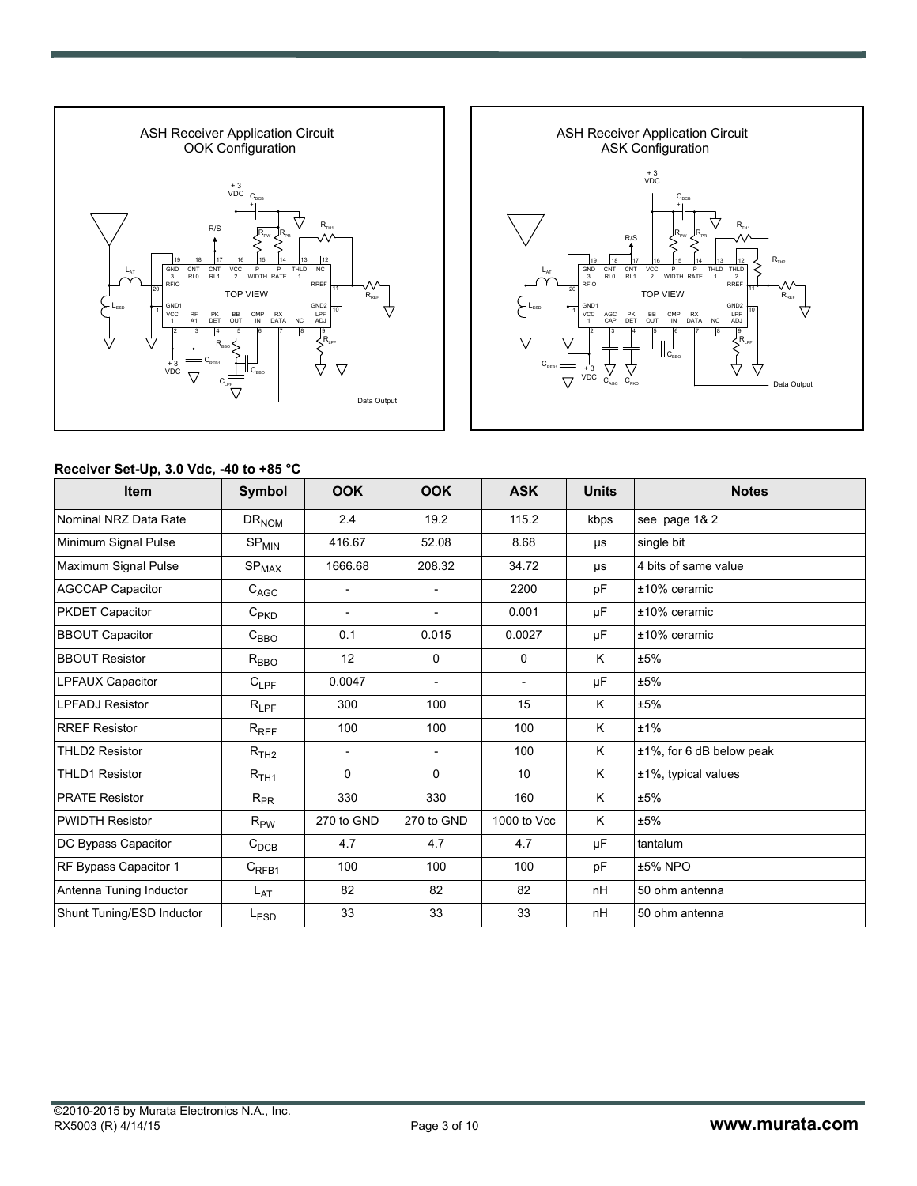ASH Receiver Application Circuit
OOK Configuration

ASH Receiver Application Circuit
ASK Configuration

**Receiver Set-Up, 3.0 Vdc, -40 to +85 °C**

| Item | Symbol | OOK | OOK | ASK | Units | Notes |
|---|---|---|---|---|---|---|
| Nominal NRZ Data Rate | $DR_{NOM}$ | 2.4 | 19.2 | 115.2 | kbps | see page 1& 2 |
| Minimum Signal Pulse | $SP_{MIN}$ | 416.67 | 52.08 | 8.68 | µs | single bit |
| Maximum Signal Pulse | $SP_{MAX}$ | 1666.68 | 208.32 | 34.72 | µs | 4 bits of same value |
| AGCCAP Capacitor | $C_{AGC}$ | - | - | 2200 | pF | ±10% ceramic |
| PKDET Capacitor | $C_{PKD}$ | - | - | 0.001 | µF | ±10% ceramic |
| BBOUT Capacitor | $C_{BBO}$ | 0.1 | 0.015 | 0.0027 | µF | ±10% ceramic |
| BBOUT Resistor | $R_{BBO}$ | 12 | 0 | 0 | K | ±5% |
| LPFAUX Capacitor | $C_{LPF}$ | 0.0047 | - | - | µF | ±5% |
| LPFADJ Resistor | $R_{LPF}$ | 300 | 100 | 15 | K | ±5% |
| RREF Resistor | $R_{REF}$ | 100 | 100 | 100 | K | ±1% |
| THLD2 Resistor | $R_{TH2}$ | - | - | 100 | K | ±1%, for 6 dB below peak |
| THLD1 Resistor | $R_{TH1}$ | 0 | 0 | 10 | K | ±1%, typical values |
| PRATE Resistor | $R_{PR}$ | 330 | 330 | 160 | K | ±5% |
| PWIDTH Resistor | $R_{PW}$ | 270 to GND | 270 to GND | 1000 to Vcc | K | ±5% |
| DC Bypass Capacitor | $C_{DCB}$ | 4.7 | 4.7 | 4.7 | µF | tantalum |
| RF Bypass Capacitor 1 | $C_{RFB1}$ | 100 | 100 | 100 | pF | ±5% NPO |
| Antenna Tuning Inductor | $L_{AT}$ | 82 | 82 | 82 | nH | 50 ohm antenna |
| Shunt Tuning/ESD Inductor | $L_{ESD}$ | 33 | 33 | 33 | nH | 50 ohm antenna |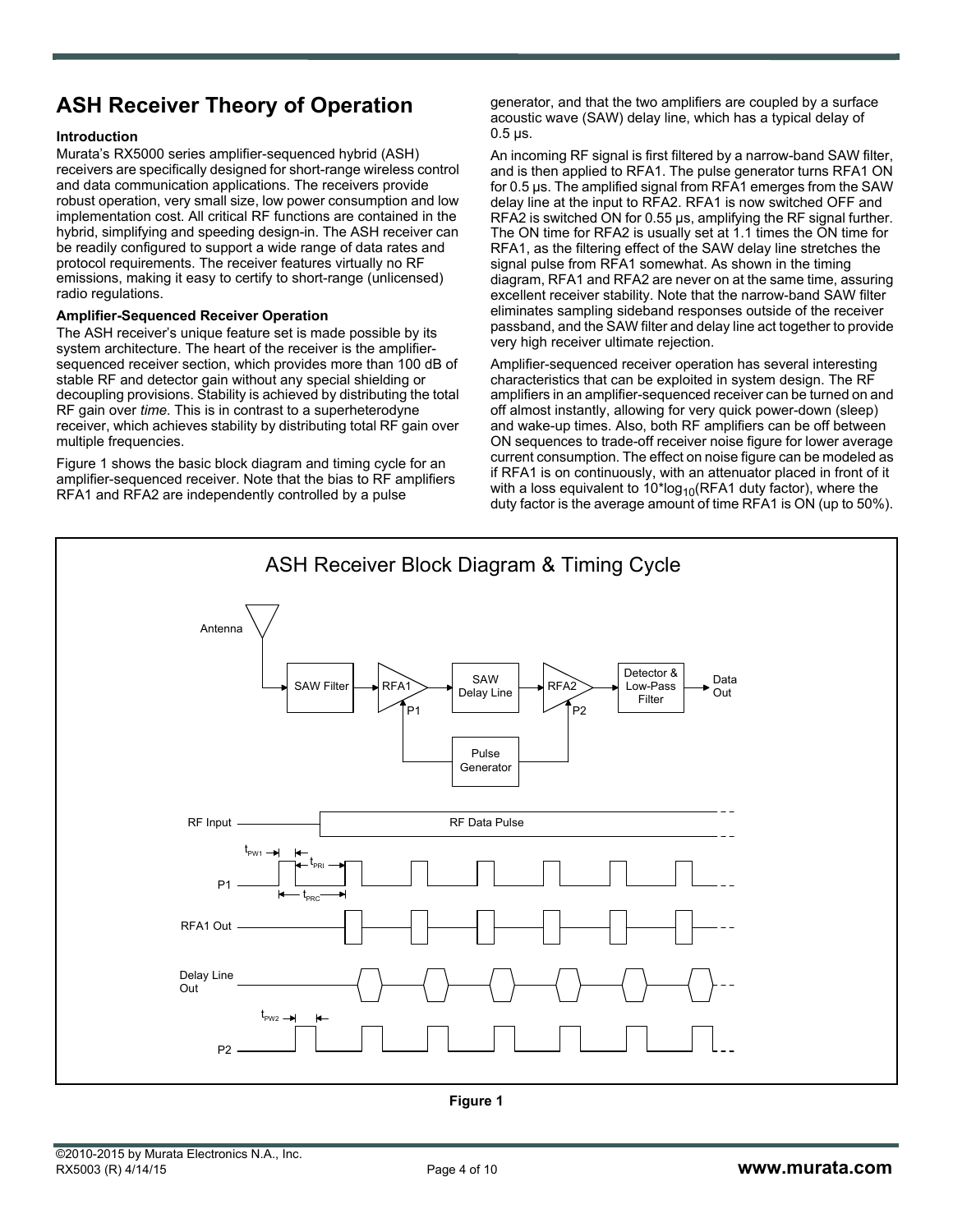# ASH Receiver Theory of Operation

### Introduction

Murata's RX5000 series amplifier-sequenced hybrid (ASH) receivers are specifically designed for short-range wireless control and data communication applications. The receivers provide robust operation, very small size, low power consumption and low implementation cost. All critical RF functions are contained in the hybrid, simplifying and speeding design-in. The ASH receiver can be readily configured to support a wide range of data rates and protocol requirements. The receiver features virtually no RF emissions, making it easy to certify to short-range (unlicensed) radio regulations.

### Amplifier-Sequenced Receiver Operation

The ASH receiver's unique feature set is made possible by its system architecture. The heart of the receiver is the amplifier-sequenced receiver section, which provides more than 100 dB of stable RF and detector gain without any special shielding or decoupling provisions. Stability is achieved by distributing the total RF gain over *time*. This is in contrast to a superheterodyne receiver, which achieves stability by distributing total RF gain over multiple frequencies.

Figure 1 shows the basic block diagram and timing cycle for an amplifier-sequenced receiver. Note that the bias to RF amplifiers RFA1 and RFA2 are independently controlled by a pulse generator, and that the two amplifiers are coupled by a surface acoustic wave (SAW) delay line, which has a typical delay of 0.5 µs.

An incoming RF signal is first filtered by a narrow-band SAW filter, and is then applied to RFA1. The pulse generator turns RFA1 ON for 0.5 µs. The amplified signal from RFA1 emerges from the SAW delay line at the input to RFA2. RFA1 is now switched OFF and RFA2 is switched ON for 0.55 µs, amplifying the RF signal further. The ON time for RFA2 is usually set at 1.1 times the ON time for RFA1, as the filtering effect of the SAW delay line stretches the signal pulse from RFA1 somewhat. As shown in the timing diagram, RFA1 and RFA2 are never on at the same time, assuring excellent receiver stability. Note that the narrow-band SAW filter eliminates sampling sideband responses outside of the receiver passband, and the SAW filter and delay line act together to provide very high receiver ultimate rejection.

Amplifier-sequenced receiver operation has several interesting characteristics that can be exploited in system design. The RF amplifiers in an amplifier-sequenced receiver can be turned on and off almost instantly, allowing for very quick power-down (sleep) and wake-up times. Also, both RF amplifiers can be off between ON sequences to trade-off receiver noise figure for lower average current consumption. The effect on noise figure can be modeled as if RFA1 is on continuously, with an attenuator placed in front of it with a loss equivalent to $10*\log_{10}$(RFA1 duty factor), where the duty factor is the average amount of time RFA1 is ON (up to 50%).

ASH Receiver Block Diagram & Timing Cycle

Antenna → SAW Filter → RFA1 (P1) → SAW Delay Line → RFA2 (P2) → Detector & Low-Pass Filter → Data Out; Pulse Generator → P1, P2

Timing: RF Input (RF Data Pulse), P1 ($t_{PW1}$, $t_{PRI}$, $t_{PRC}$), RFA1 Out, Delay Line Out, P2 ($t_{PW2}$)

**Figure 1**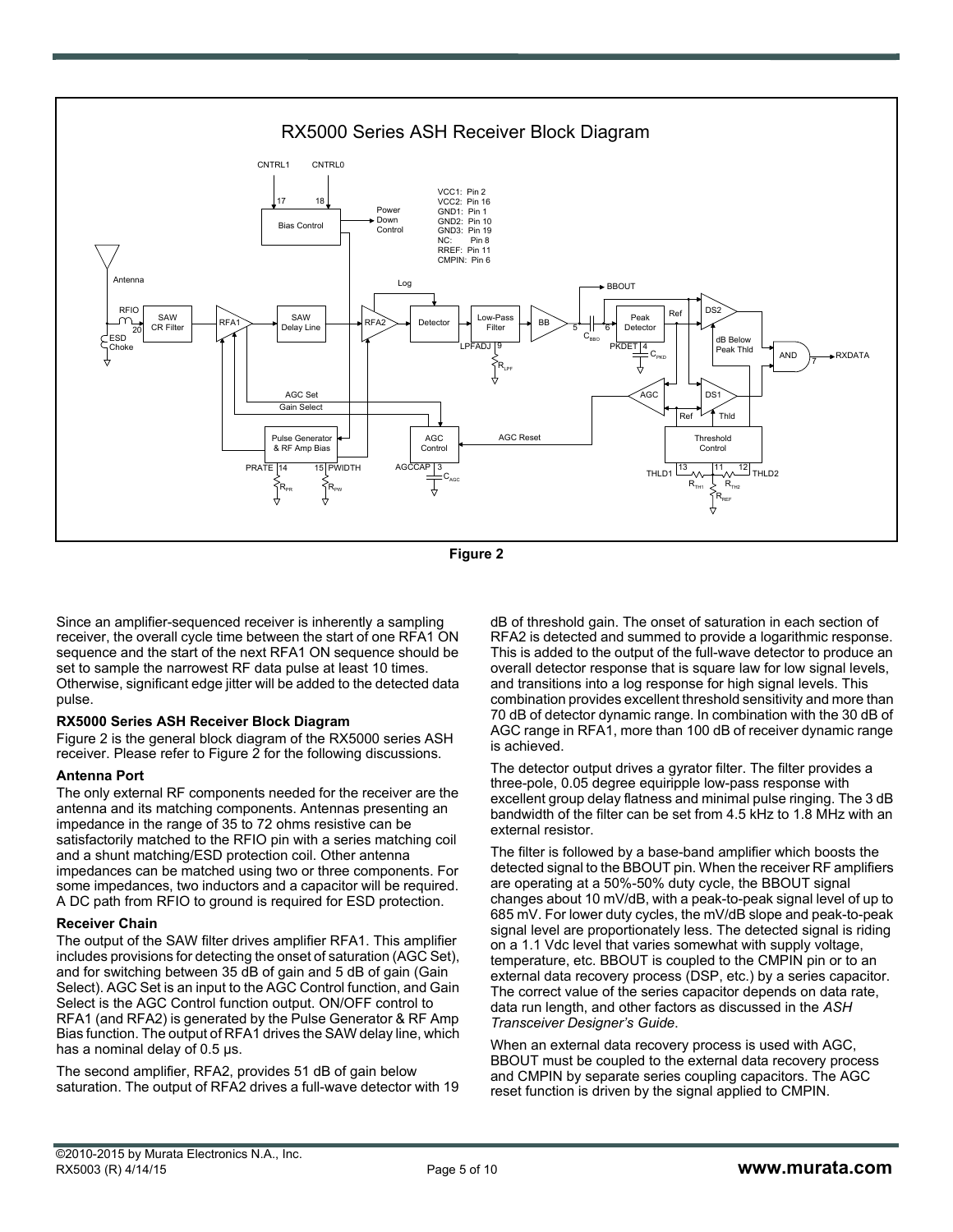**Figure 2**

Since an amplifier-sequenced receiver is inherently a sampling receiver, the overall cycle time between the start of one RFA1 ON sequence and the start of the next RFA1 ON sequence should be set to sample the narrowest RF data pulse at least 10 times. Otherwise, significant edge jitter will be added to the detected data pulse.

### RX5000 Series ASH Receiver Block Diagram

Figure 2 is the general block diagram of the RX5000 series ASH receiver. Please refer to Figure 2 for the following discussions.

### Antenna Port

The only external RF components needed for the receiver are the antenna and its matching components. Antennas presenting an impedance in the range of 35 to 72 ohms resistive can be satisfactorily matched to the RFIO pin with a series matching coil and a shunt matching/ESD protection coil. Other antenna impedances can be matched using two or three components. For some impedances, two inductors and a capacitor will be required. A DC path from RFIO to ground is required for ESD protection.

### Receiver Chain

The output of the SAW filter drives amplifier RFA1. This amplifier includes provisions for detecting the onset of saturation (AGC Set), and for switching between 35 dB of gain and 5 dB of gain (Gain Select). AGC Set is an input to the AGC Control function, and Gain Select is the AGC Control function output. ON/OFF control to RFA1 (and RFA2) is generated by the Pulse Generator & RF Amp Bias function. The output of RFA1 drives the SAW delay line, which has a nominal delay of 0.5 µs.

The second amplifier, RFA2, provides 51 dB of gain below saturation. The output of RFA2 drives a full-wave detector with 19 dB of threshold gain. The onset of saturation in each section of RFA2 is detected and summed to provide a logarithmic response. This is added to the output of the full-wave detector to produce an overall detector response that is square law for low signal levels, and transitions into a log response for high signal levels. This combination provides excellent threshold sensitivity and more than 70 dB of detector dynamic range. In combination with the 30 dB of AGC range in RFA1, more than 100 dB of receiver dynamic range is achieved.

The detector output drives a gyrator filter. The filter provides a three-pole, 0.05 degree equiripple low-pass response with excellent group delay flatness and minimal pulse ringing. The 3 dB bandwidth of the filter can be set from 4.5 kHz to 1.8 MHz with an external resistor.

The filter is followed by a base-band amplifier which boosts the detected signal to the BBOUT pin. When the receiver RF amplifiers are operating at a 50%-50% duty cycle, the BBOUT signal changes about 10 mV/dB, with a peak-to-peak signal level of up to 685 mV. For lower duty cycles, the mV/dB slope and peak-to-peak signal level are proportionately less. The detected signal is riding on a 1.1 Vdc level that varies somewhat with supply voltage, temperature, etc. BBOUT is coupled to the CMPIN pin or to an external data recovery process (DSP, etc.) by a series capacitor. The correct value of the series capacitor depends on data rate, data run length, and other factors as discussed in the *ASH Transceiver Designer's Guide*.

When an external data recovery process is used with AGC, BBOUT must be coupled to the external data recovery process and CMPIN by separate series coupling capacitors. The AGC reset function is driven by the signal applied to CMPIN.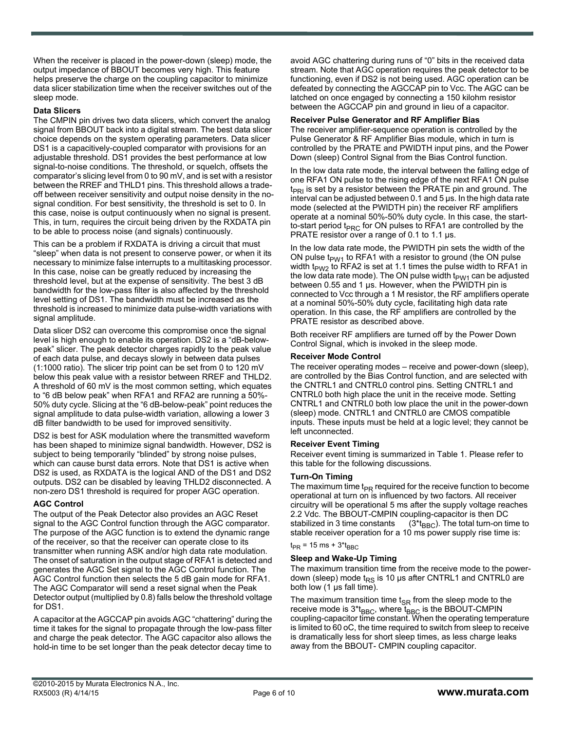When the receiver is placed in the power-down (sleep) mode, the output impedance of BBOUT becomes very high. This feature helps preserve the charge on the coupling capacitor to minimize data slicer stabilization time when the receiver switches out of the sleep mode.

**Data Slicers**

The CMPIN pin drives two data slicers, which convert the analog signal from BBOUT back into a digital stream. The best data slicer choice depends on the system operating parameters. Data slicer DS1 is a capacitively-coupled comparator with provisions for an adjustable threshold. DS1 provides the best performance at low signal-to-noise conditions. The threshold, or squelch, offsets the comparator's slicing level from 0 to 90 mV, and is set with a resistor between the RREF and THLD1 pins. This threshold allows a trade-off between receiver sensitivity and output noise density in the no-signal condition. For best sensitivity, the threshold is set to 0. In this case, noise is output continuously when no signal is present. This, in turn, requires the circuit being driven by the RXDATA pin to be able to process noise (and signals) continuously.

This can be a problem if RXDATA is driving a circuit that must "sleep" when data is not present to conserve power, or when it its necessary to minimize false interrupts to a multitasking processor. In this case, noise can be greatly reduced by increasing the threshold level, but at the expense of sensitivity. The best 3 dB bandwidth for the low-pass filter is also affected by the threshold level setting of DS1. The bandwidth must be increased as the threshold is increased to minimize data pulse-width variations with signal amplitude.

Data slicer DS2 can overcome this compromise once the signal level is high enough to enable its operation. DS2 is a "dB-below-peak" slicer. The peak detector charges rapidly to the peak value of each data pulse, and decays slowly in between data pulses (1:1000 ratio). The slicer trip point can be set from 0 to 120 mV below this peak value with a resistor between RREF and THLD2. A threshold of 60 mV is the most common setting, which equates to "6 dB below peak" when RFA1 and RFA2 are running a 50%-50% duty cycle. Slicing at the "6 dB-below-peak" point reduces the signal amplitude to data pulse-width variation, allowing a lower 3 dB filter bandwidth to be used for improved sensitivity.

DS2 is best for ASK modulation where the transmitted waveform has been shaped to minimize signal bandwidth. However, DS2 is subject to being temporarily "blinded" by strong noise pulses, which can cause burst data errors. Note that DS1 is active when DS2 is used, as RXDATA is the logical AND of the DS1 and DS2 outputs. DS2 can be disabled by leaving THLD2 disconnected. A non-zero DS1 threshold is required for proper AGC operation.

**AGC Control**

The output of the Peak Detector also provides an AGC Reset signal to the AGC Control function through the AGC comparator. The purpose of the AGC function is to extend the dynamic range of the receiver, so that the receiver can operate close to its transmitter when running ASK and/or high data rate modulation. The onset of saturation in the output stage of RFA1 is detected and generates the AGC Set signal to the AGC Control function. The AGC Control function then selects the 5 dB gain mode for RFA1. The AGC Comparator will send a reset signal when the Peak Detector output (multiplied by 0.8) falls below the threshold voltage for DS1.

A capacitor at the AGCCAP pin avoids AGC "chattering" during the time it takes for the signal to propagate through the low-pass filter and charge the peak detector. The AGC capacitor also allows the hold-in time to be set longer than the peak detector decay time to avoid AGC chattering during runs of "0" bits in the received data stream. Note that AGC operation requires the peak detector to be functioning, even if DS2 is not being used. AGC operation can be defeated by connecting the AGCCAP pin to Vcc. The AGC can be latched on once engaged by connecting a 150 kilohm resistor between the AGCCAP pin and ground in lieu of a capacitor.

**Receiver Pulse Generator and RF Amplifier Bias**

The receiver amplifier-sequence operation is controlled by the Pulse Generator & RF Amplifier Bias module, which in turn is controlled by the PRATE and PWIDTH input pins, and the Power Down (sleep) Control Signal from the Bias Control function.

In the low data rate mode, the interval between the falling edge of one RFA1 ON pulse to the rising edge of the next RFA1 ON pulse $t_{PRI}$ is set by a resistor between the PRATE pin and ground. The interval can be adjusted between 0.1 and 5 µs. In the high data rate mode (selected at the PWIDTH pin) the receiver RF amplifiers operate at a nominal 50%-50% duty cycle. In this case, the start-to-start period $t_{PRC}$ for ON pulses to RFA1 are controlled by the PRATE resistor over a range of 0.1 to 1.1 µs.

In the low data rate mode, the PWIDTH pin sets the width of the ON pulse $t_{PW1}$ to RFA1 with a resistor to ground (the ON pulse width $t_{PW2}$ to RFA2 is set at 1.1 times the pulse width to RFA1 in the low data rate mode). The ON pulse width $t_{PW1}$ can be adjusted between 0.55 and 1 µs. However, when the PWIDTH pin is connected to Vcc through a 1 M resistor, the RF amplifiers operate at a nominal 50%-50% duty cycle, facilitating high data rate operation. In this case, the RF amplifiers are controlled by the PRATE resistor as described above.

Both receiver RF amplifiers are turned off by the Power Down Control Signal, which is invoked in the sleep mode.

**Receiver Mode Control**

The receiver operating modes – receive and power-down (sleep), are controlled by the Bias Control function, and are selected with the CNTRL1 and CNTRL0 control pins. Setting CNTRL1 and CNTRL0 both high place the unit in the receive mode. Setting CNTRL1 and CNTRL0 both low place the unit in the power-down (sleep) mode. CNTRL1 and CNTRL0 are CMOS compatible inputs. These inputs must be held at a logic level; they cannot be left unconnected.

**Receiver Event Timing**

Receiver event timing is summarized in Table 1. Please refer to this table for the following discussions.

**Turn-On Timing**

The maximum time $t_{PR}$ required for the receive function to become operational at turn on is influenced by two factors. All receiver circuitry will be operational 5 ms after the supply voltage reaches 2.2 Vdc. The BBOUT-CMPIN coupling-capacitor is then DC stabilized in 3 time constants ($3*t_{BBC}$). The total turn-on time to stable receiver operation for a 10 ms power supply rise time is:

$t_{PR} = 15\ \text{ms} + 3*t_{BBC}$

**Sleep and Wake-Up Timing**

The maximum transition time from the receive mode to the power-down (sleep) mode $t_{RS}$ is 10 µs after CNTRL1 and CNTRL0 are both low (1 µs fall time).

The maximum transition time $t_{SR}$ from the sleep mode to the receive mode is $3*t_{BBC}$, where $t_{BBC}$ is the BBOUT-CMPIN coupling-capacitor time constant. When the operating temperature is limited to 60 oC, the time required to switch from sleep to receive is dramatically less for short sleep times, as less charge leaks away from the BBOUT- CMPIN coupling capacitor.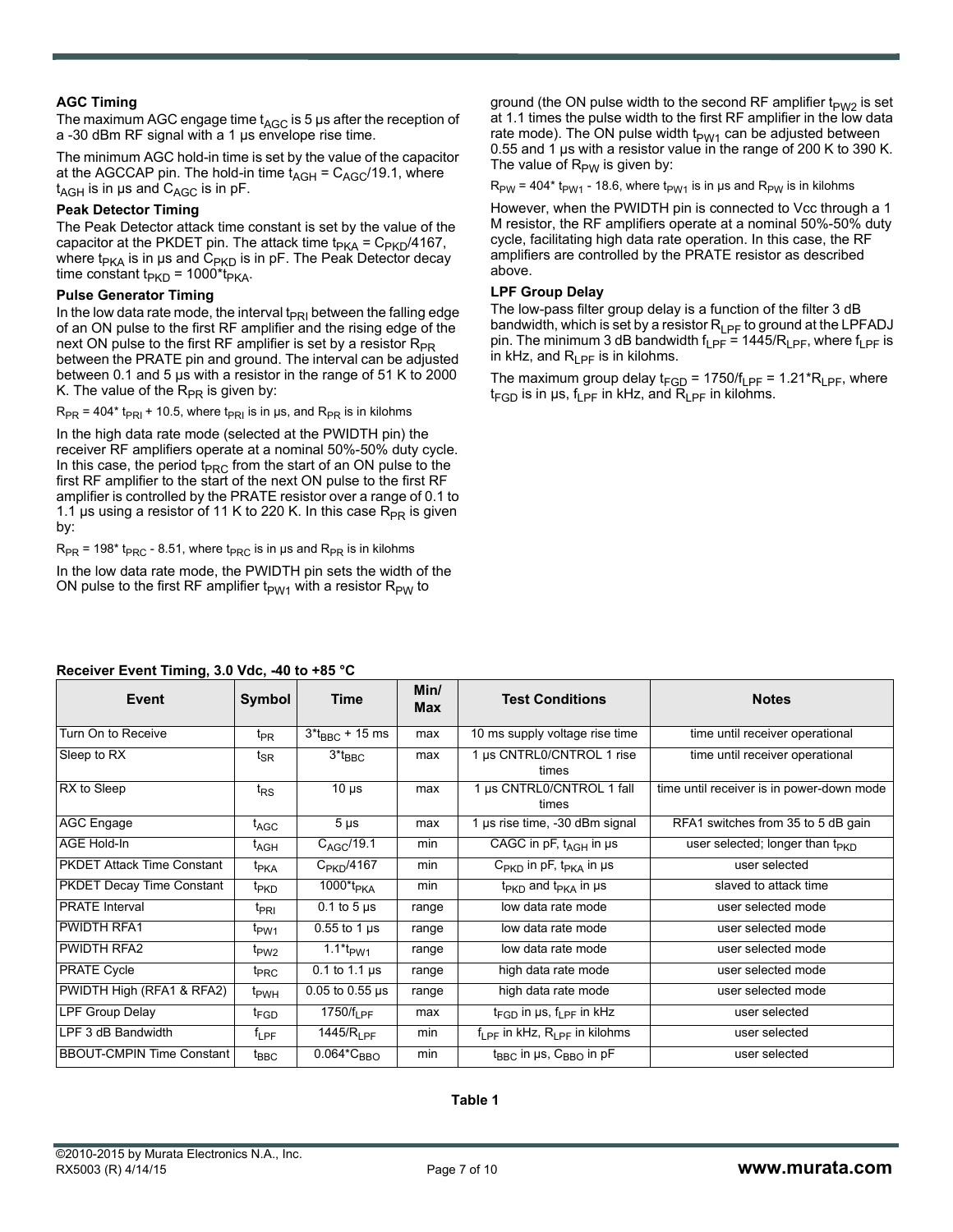### AGC Timing

The maximum AGC engage time $t_{AGC}$ is 5 µs after the reception of a -30 dBm RF signal with a 1 µs envelope rise time.

The minimum AGC hold-in time is set by the value of the capacitor at the AGCCAP pin. The hold-in time $t_{AGH} = C_{AGC}/19.1$, where $t_{AGH}$ is in µs and $C_{AGC}$ is in pF.

### Peak Detector Timing

The Peak Detector attack time constant is set by the value of the capacitor at the PKDET pin. The attack time $t_{PKA} = C_{PKD}/4167$, where $t_{PKA}$ is in µs and $C_{PKD}$ is in pF. The Peak Detector decay time constant $t_{PKD} = 1000*t_{PKA}$.

### Pulse Generator Timing

In the low data rate mode, the interval $t_{PRI}$ between the falling edge of an ON pulse to the first RF amplifier and the rising edge of the next ON pulse to the first RF amplifier is set by a resistor $R_{PR}$ between the PRATE pin and ground. The interval can be adjusted between 0.1 and 5 µs with a resistor in the range of 51 K to 2000 K. The value of the $R_{PR}$ is given by:

$R_{PR} = 404* t_{PRI} + 10.5$, where $t_{PRI}$ is in µs, and $R_{PR}$ is in kilohms

In the high data rate mode (selected at the PWIDTH pin) the receiver RF amplifiers operate at a nominal 50%-50% duty cycle. In this case, the period $t_{PRC}$ from the start of an ON pulse to the first RF amplifier to the start of the next ON pulse to the first RF amplifier is controlled by the PRATE resistor over a range of 0.1 to 1.1 µs using a resistor of 11 K to 220 K. In this case $R_{PR}$ is given by:

$R_{PR} = 198* t_{PRC} - 8.51$, where $t_{PRC}$ is in µs and $R_{PR}$ is in kilohms

In the low data rate mode, the PWIDTH pin sets the width of the ON pulse to the first RF amplifier $t_{PW1}$ with a resistor $R_{PW}$ to ground (the ON pulse width to the second RF amplifier $t_{PW2}$ is set at 1.1 times the pulse width to the first RF amplifier in the low data rate mode). The ON pulse width $t_{PW1}$ can be adjusted between 0.55 and 1 µs with a resistor value in the range of 200 K to 390 K. The value of $R_{PW}$ is given by:

$R_{PW} = 404* t_{PW1} - 18.6$, where $t_{PW1}$ is in µs and $R_{PW}$ is in kilohms

However, when the PWIDTH pin is connected to Vcc through a 1 M resistor, the RF amplifiers operate at a nominal 50%-50% duty cycle, facilitating high data rate operation. In this case, the RF amplifiers are controlled by the PRATE resistor as described above.

### LPF Group Delay

The low-pass filter group delay is a function of the filter 3 dB bandwidth, which is set by a resistor $R_{LPF}$ to ground at the LPFADJ pin. The minimum 3 dB bandwidth $f_{LPF} = 1445/R_{LPF}$, where $f_{LPF}$ is in kHz, and $R_{LPF}$ is in kilohms.

The maximum group delay $t_{FGD} = 1750/f_{LPF} = 1.21*R_{LPF}$, where $t_{FGD}$ is in µs, $f_{LPF}$ in kHz, and $R_{LPF}$ in kilohms.

**Receiver Event Timing, 3.0 Vdc, -40 to +85 °C**

| Event | Symbol | Time | Min/ Max | Test Conditions | Notes |
|---|---|---|---|---|---|
| Turn On to Receive | $t_{PR}$ | $3*t_{BBC}$ + 15 ms | max | 10 ms supply voltage rise time | time until receiver operational |
| Sleep to RX | $t_{SR}$ | $3*t_{BBC}$ | max | 1 µs CNTRL0/CNTROL 1 rise times | time until receiver operational |
| RX to Sleep | $t_{RS}$ | 10 µs | max | 1 µs CNTRL0/CNTROL 1 fall times | time until receiver is in power-down mode |
| AGC Engage | $t_{AGC}$ | 5 µs | max | 1 µs rise time, -30 dBm signal | RFA1 switches from 35 to 5 dB gain |
| AGE Hold-In | $t_{AGH}$ | $C_{AGC}/19.1$ | min | CAGC in pF, $t_{AGH}$ in µs | user selected; longer than $t_{PKD}$ |
| PKDET Attack Time Constant | $t_{PKA}$ | $C_{PKD}/4167$ | min | $C_{PKD}$ in pF, $t_{PKA}$ in µs | user selected |
| PKDET Decay Time Constant | $t_{PKD}$ | $1000*t_{PKA}$ | min | $t_{PKD}$ and $t_{PKA}$ in µs | slaved to attack time |
| PRATE Interval | $t_{PRI}$ | 0.1 to 5 µs | range | low data rate mode | user selected mode |
| PWIDTH RFA1 | $t_{PW1}$ | 0.55 to 1 µs | range | low data rate mode | user selected mode |
| PWIDTH RFA2 | $t_{PW2}$ | $1.1*t_{PW1}$ | range | low data rate mode | user selected mode |
| PRATE Cycle | $t_{PRC}$ | 0.1 to 1.1 µs | range | high data rate mode | user selected mode |
| PWIDTH High (RFA1 & RFA2) | $t_{PWH}$ | 0.05 to 0.55 µs | range | high data rate mode | user selected mode |
| LPF Group Delay | $t_{FGD}$ | $1750/f_{LPF}$ | max | $t_{FGD}$ in µs, $f_{LPF}$ in kHz | user selected |
| LPF 3 dB Bandwidth | $f_{LPF}$ | $1445/R_{LPF}$ | min | $f_{LPF}$ in kHz, $R_{LPF}$ in kilohms | user selected |
| BBOUT-CMPIN Time Constant | $t_{BBC}$ | $0.064*C_{BBO}$ | min | $t_{BBC}$ in µs, $C_{BBO}$ in pF | user selected |

Table 1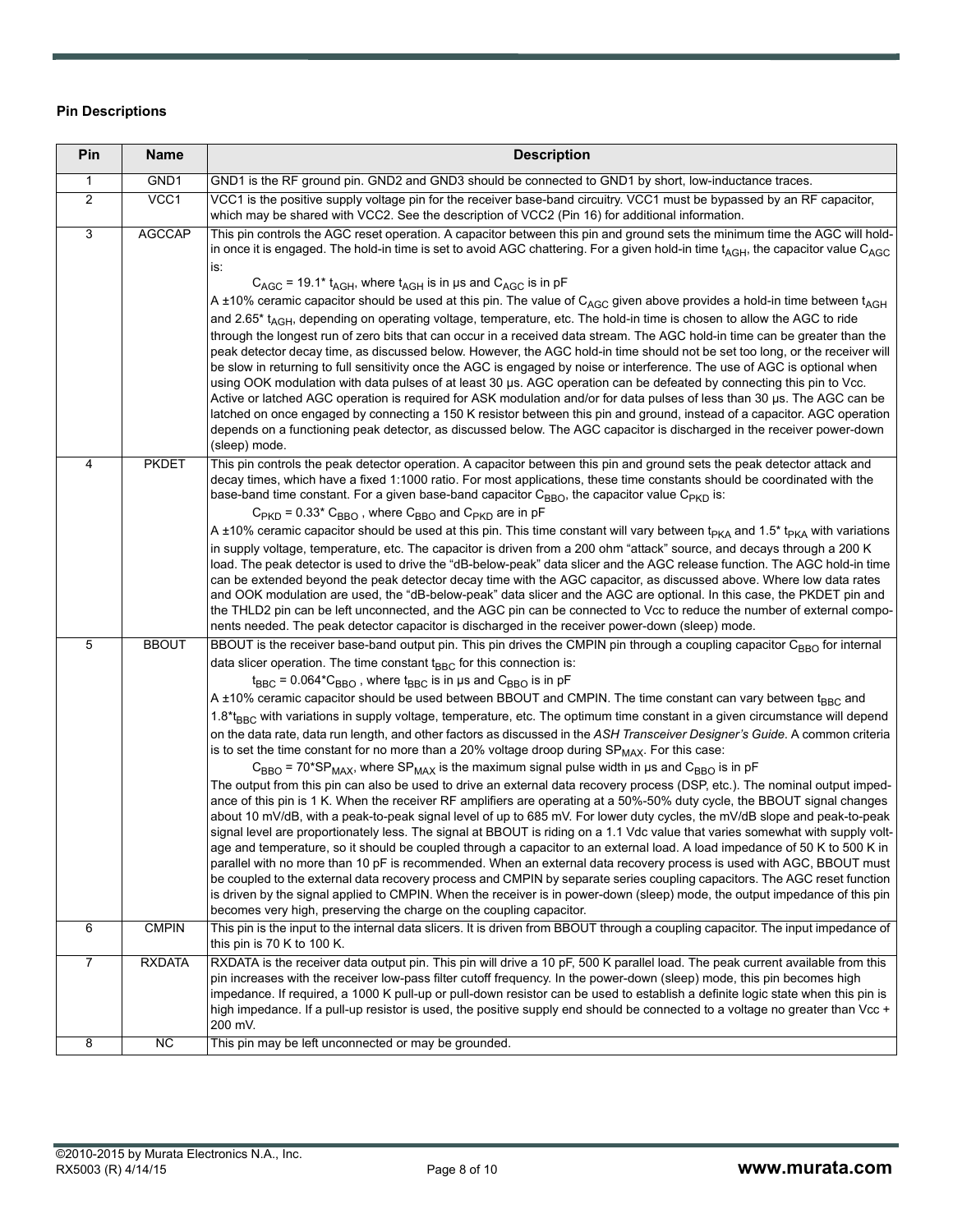**Pin Descriptions**

| Pin | Name | Description |
|---|---|---|
| 1 | GND1 | GND1 is the RF ground pin. GND2 and GND3 should be connected to GND1 by short, low-inductance traces. |
| 2 | VCC1 | VCC1 is the positive supply voltage pin for the receiver base-band circuitry. VCC1 must be bypassed by an RF capacitor, which may be shared with VCC2. See the description of VCC2 (Pin 16) for additional information. |
| 3 | AGCCAP | This pin controls the AGC reset operation. A capacitor between this pin and ground sets the minimum time the AGC will hold-in once it is engaged. The hold-in time is set to avoid AGC chattering. For a given hold-in time $t_{AGH}$, the capacitor value $C_{AGC}$ is: <br> $C_{AGC} = 19.1 * t_{AGH}$, where $t_{AGH}$ is in µs and $C_{AGC}$ is in pF <br> A ±10% ceramic capacitor should be used at this pin. The value of $C_{AGC}$ given above provides a hold-in time between $t_{AGH}$ and $2.65 * t_{AGH}$, depending on operating voltage, temperature, etc. The hold-in time is chosen to allow the AGC to ride through the longest run of zero bits that can occur in a received data stream. The AGC hold-in time can be greater than the peak detector decay time, as discussed below. However, the AGC hold-in time should not be set too long, or the receiver will be slow in returning to full sensitivity once the AGC is engaged by noise or interference. The use of AGC is optional when using OOK modulation with data pulses of at least 30 µs. AGC operation can be defeated by connecting this pin to Vcc. Active or latched AGC operation is required for ASK modulation and/or for data pulses of less than 30 µs. The AGC can be latched on once engaged by connecting a 150 K resistor between this pin and ground, instead of a capacitor. AGC operation depends on a functioning peak detector, as discussed below. The AGC capacitor is discharged in the receiver power-down (sleep) mode. |
| 4 | PKDET | This pin controls the peak detector operation. A capacitor between this pin and ground sets the peak detector attack and decay times, which have a fixed 1:1000 ratio. For most applications, these time constants should be coordinated with the base-band time constant. For a given base-band capacitor $C_{BBO}$, the capacitor value $C_{PKD}$ is: <br> $C_{PKD} = 0.33 * C_{BBO}$, where $C_{BBO}$ and $C_{PKD}$ are in pF <br> A ±10% ceramic capacitor should be used at this pin. This time constant will vary between $t_{PKA}$ and $1.5 * t_{PKA}$ with variations in supply voltage, temperature, etc. The capacitor is driven from a 200 ohm "attack" source, and decays through a 200 K load. The peak detector is used to drive the "dB-below-peak" data slicer and the AGC release function. The AGC hold-in time can be extended beyond the peak detector decay time with the AGC capacitor, as discussed above. Where low data rates and OOK modulation are used, the "dB-below-peak" data slicer and the AGC are optional. In this case, the PKDET pin and the THLD2 pin can be left unconnected, and the AGC pin can be connected to Vcc to reduce the number of external components needed. The peak detector capacitor is discharged in the receiver power-down (sleep) mode. |
| 5 | BBOUT | BBOUT is the receiver base-band output pin. This pin drives the CMPIN pin through a coupling capacitor $C_{BBO}$ for internal data slicer operation. The time constant $t_{BBC}$ for this connection is: <br> $t_{BBC} = 0.064 * C_{BBO}$, where $t_{BBC}$ is in µs and $C_{BBO}$ is in pF <br> A ±10% ceramic capacitor should be used between BBOUT and CMPIN. The time constant can vary between $t_{BBC}$ and $1.8 * t_{BBC}$ with variations in supply voltage, temperature, etc. The optimum time constant in a given circumstance will depend on the data rate, data run length, and other factors as discussed in the *ASH Transceiver Designer's Guide*. A common criteria is to set the time constant for no more than a 20% voltage droop during $SP_{MAX}$. For this case: <br> $C_{BBO} = 70 * SP_{MAX}$, where $SP_{MAX}$ is the maximum signal pulse width in µs and $C_{BBO}$ is in pF <br> The output from this pin can also be used to drive an external data recovery process (DSP, etc.). The nominal output impedance of this pin is 1 K. When the receiver RF amplifiers are operating at a 50%-50% duty cycle, the BBOUT signal changes about 10 mV/dB, with a peak-to-peak signal level of up to 685 mV. For lower duty cycles, the mV/dB slope and peak-to-peak signal level are proportionately less. The signal at BBOUT is riding on a 1.1 Vdc value that varies somewhat with supply voltage and temperature, so it should be coupled through a capacitor to an external load. A load impedance of 50 K to 500 K in parallel with no more than 10 pF is recommended. When an external data recovery process is used with AGC, BBOUT must be coupled to the external data recovery process and CMPIN by separate series coupling capacitors. The AGC reset function is driven by the signal applied to CMPIN. When the receiver is in power-down (sleep) mode, the output impedance of this pin becomes very high, preserving the charge on the coupling capacitor. |
| 6 | CMPIN | This pin is the input to the internal data slicers. It is driven from BBOUT through a coupling capacitor. The input impedance of this pin is 70 K to 100 K. |
| 7 | RXDATA | RXDATA is the receiver data output pin. This pin will drive a 10 pF, 500 K parallel load. The peak current available from this pin increases with the receiver low-pass filter cutoff frequency. In the power-down (sleep) mode, this pin becomes high impedance. If required, a 1000 K pull-up or pull-down resistor can be used to establish a definite logic state when this pin is high impedance. If a pull-up resistor is used, the positive supply end should be connected to a voltage no greater than Vcc + 200 mV. |
| 8 | NC | This pin may be left unconnected or may be grounded. |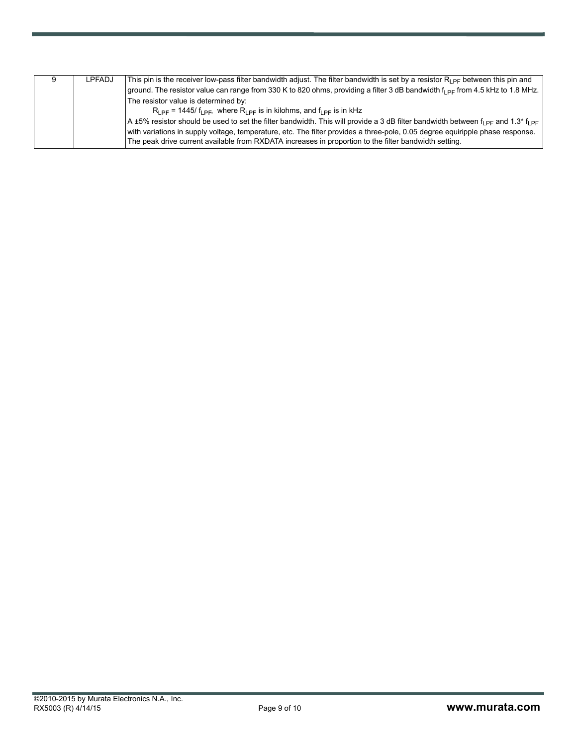| 9 | LPFADJ | This pin is the receiver low-pass filter bandwidth adjust. The filter bandwidth is set by a resistor $R_{LPF}$ between this pin and ground. The resistor value can range from 330 K to 820 ohms, providing a filter 3 dB bandwidth $f_{LPF}$ from 4.5 kHz to 1.8 MHz. The resistor value is determined by: $R_{LPF} = 1445/ f_{LPF}$, where $R_{LPF}$ is in kilohms, and $f_{LPF}$ is in kHz. A ±5% resistor should be used to set the filter bandwidth. This will provide a 3 dB filter bandwidth between $f_{LPF}$ and 1.3* $f_{LPF}$ with variations in supply voltage, temperature, etc. The filter provides a three-pole, 0.05 degree equiripple phase response. The peak drive current available from RXDATA increases in proportion to the filter bandwidth setting. |
|---|---|---|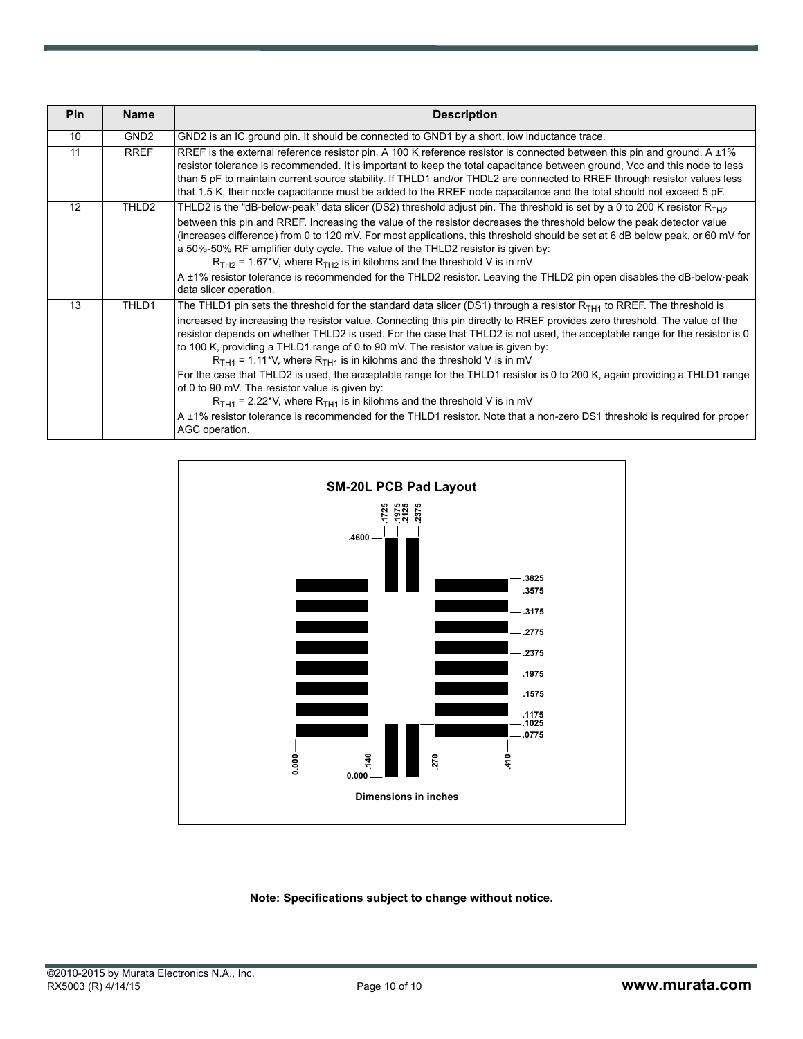| Pin | Name | Description |
|---|---|---|
| 10 | GND2 | GND2 is an IC ground pin. It should be connected to GND1 by a short, low inductance trace. |
| 11 | RREF | RREF is the external reference resistor pin. A 100 K reference resistor is connected between this pin and ground. A ±1% resistor tolerance is recommended. It is important to keep the total capacitance between ground, Vcc and this node to less than 5 pF to maintain current source stability. If THLD1 and/or THDL2 are connected to RREF through resistor values less that 1.5 K, their node capacitance must be added to the RREF node capacitance and the total should not exceed 5 pF. |
| 12 | THLD2 | THLD2 is the “dB-below-peak” data slicer (DS2) threshold adjust pin. The threshold is set by a 0 to 200 K resistor $R_{TH2}$ between this pin and RREF. Increasing the value of the resistor decreases the threshold below the peak detector value (increases difference) from 0 to 120 mV. For most applications, this threshold should be set at 6 dB below peak, or 60 mV for a 50%-50% RF amplifier duty cycle. The value of the THLD2 resistor is given by: $R_{TH2}$ = 1.67*V, where $R_{TH2}$ is in kilohms and the threshold V is in mV A ±1% resistor tolerance is recommended for the THLD2 resistor. Leaving the THLD2 pin open disables the dB-below-peak data slicer operation. |
| 13 | THLD1 | The THLD1 pin sets the threshold for the standard data slicer (DS1) through a resistor $R_{TH1}$ to RREF. The threshold is increased by increasing the resistor value. Connecting this pin directly to RREF provides zero threshold. The value of the resistor depends on whether THLD2 is used. For the case that THLD2 is not used, the acceptable range for the resistor is 0 to 100 K, providing a THLD1 range of 0 to 90 mV. The resistor value is given by: $R_{TH1}$ = 1.11*V, where $R_{TH1}$ is in kilohms and the threshold V is in mV For the case that THLD2 is used, the acceptable range for the THLD1 resistor is 0 to 200 K, again providing a THLD1 range of 0 to 90 mV. The resistor value is given by: $R_{TH1}$ = 2.22*V, where $R_{TH1}$ is in kilohms and the threshold V is in mV A ±1% resistor tolerance is recommended for the THLD1 resistor. Note that a non-zero DS1 threshold is required for proper AGC operation. |

**SM-20L PCB Pad Layout**

.1725 .1975 .2125 .2375

.4600

.3825 .3575 .3175 .2775 .2375 .1975 .1575 .1175 .1025 .0775

0.000 .140 .270 .410

0.000

Dimensions in inches

**Note: Specifications subject to change without notice.**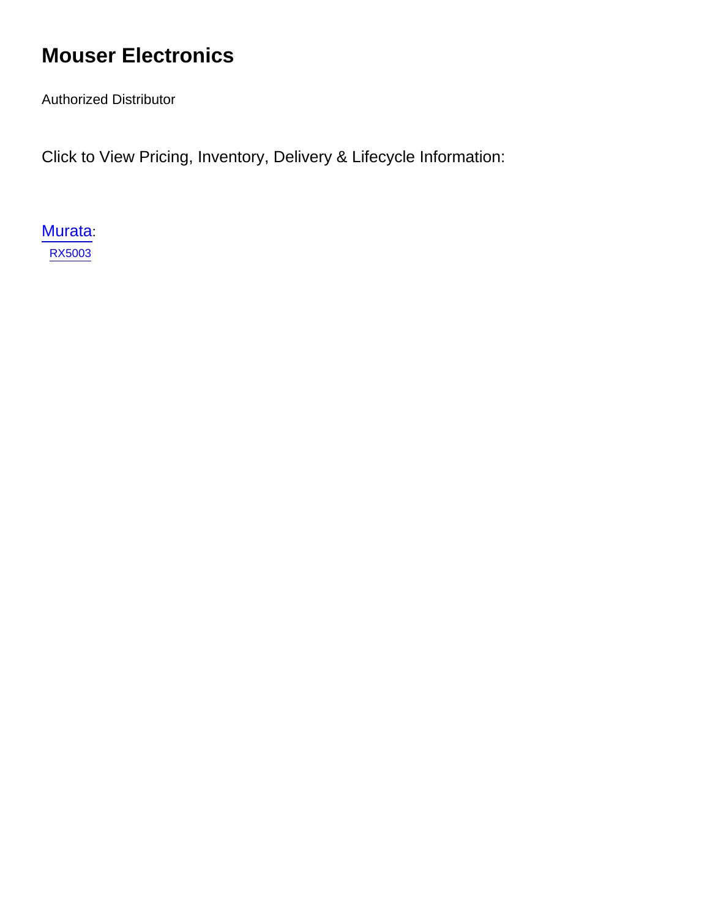# Mouser Electronics

Authorized Distributor

Click to View Pricing, Inventory, Delivery & Lifecycle Information:

Murata:

RX5003